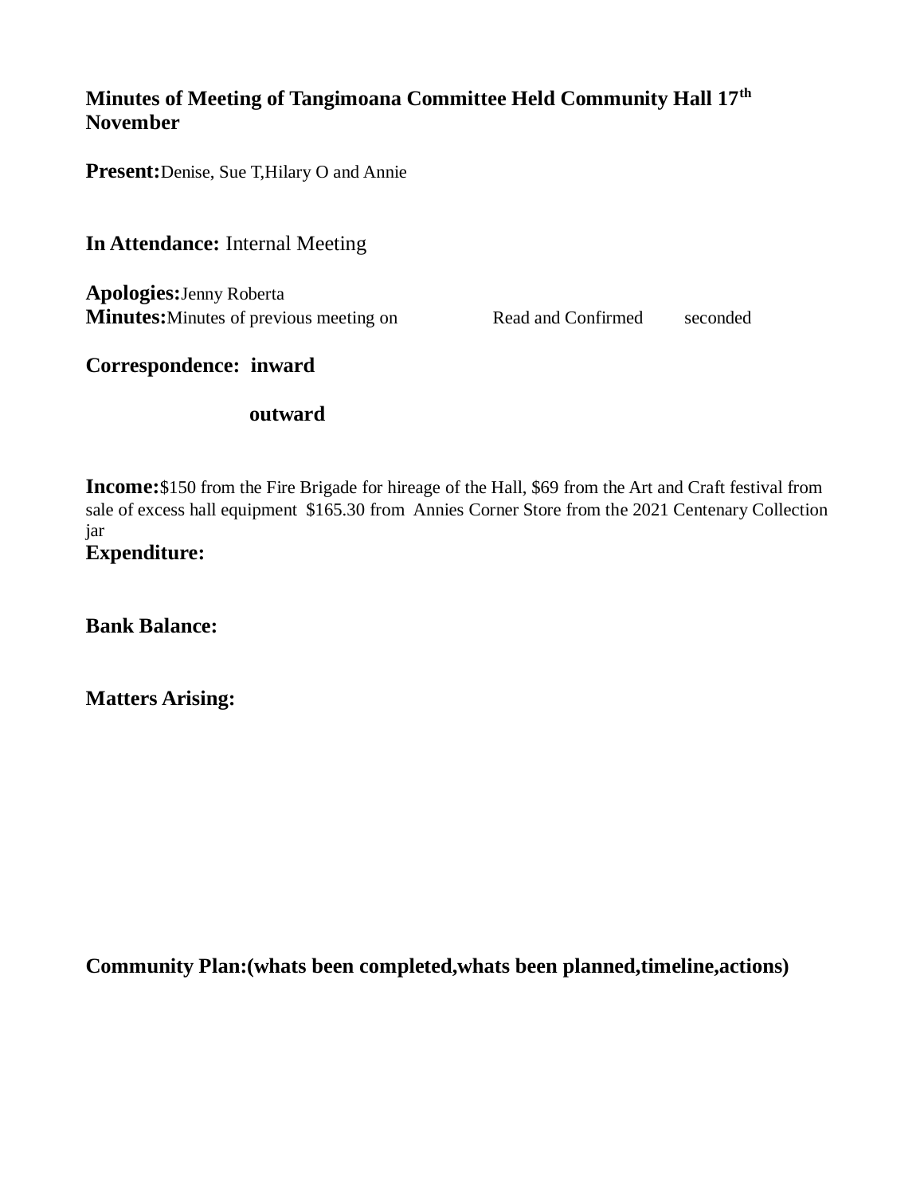**Minutes of Meeting of Tangimoana Committee Held Community Hall 17th November**

**Present:** Denise, Sue T,Hilary O and Annie

**In Attendance:** Internal Meeting

**Apologies:** Jenny Roberta
**Minutes:** Minutes of previous meeting on Read and Confirmed seconded

**Correspondence: inward**

**outward**

**Income:** $150 from the Fire Brigade for hireage of the Hall, $69 from the Art and Craft festival from sale of excess hall equipment $165.30 from Annies Corner Store from the 2021 Centenary Collection jar

**Expenditure:**

**Bank Balance:**

**Matters Arising:**

**Community Plan:(whats been completed,whats been planned,timeline,actions)**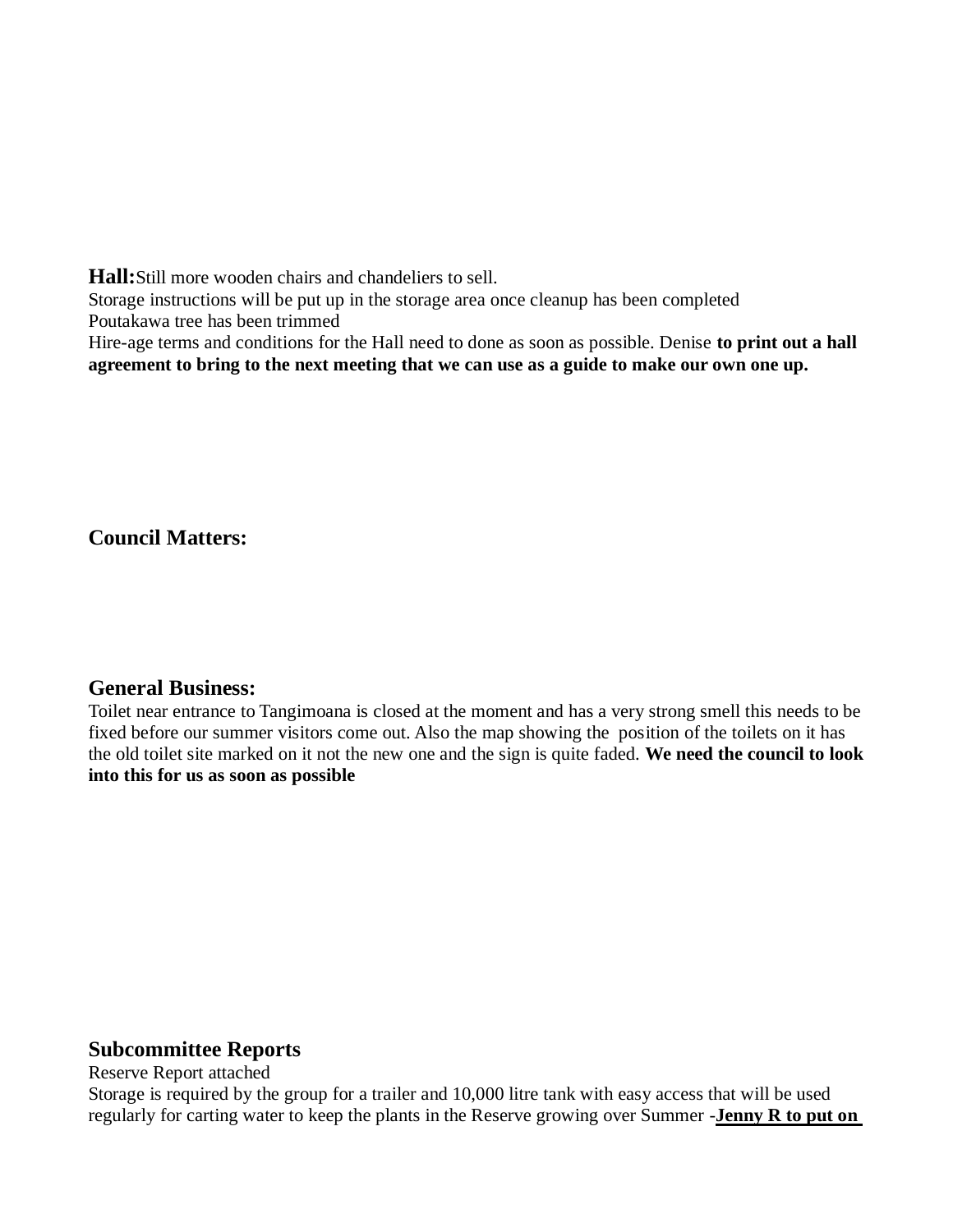**Hall:** Still more wooden chairs and chandeliers to sell.
Storage instructions will be put up in the storage area once cleanup has been completed
Poutakawa tree has been trimmed
Hire-age terms and conditions for the Hall need to done as soon as possible. Denise **to print out a hall agreement to bring to the next meeting that we can use as a guide to make our own one up.**

**Council Matters:**

**General Business:**
Toilet near entrance to Tangimoana is closed at the moment and has a very strong smell this needs to be fixed before our summer visitors come out. Also the map showing the position of the toilets on it has the old toilet site marked on it not the new one and the sign is quite faded. **We need the council to look into this for us as soon as possible**

**Subcommittee Reports**
Reserve Report attached
Storage is required by the group for a trailer and 10,000 litre tank with easy access that will be used regularly for carting water to keep the plants in the Reserve growing over Summer -**<u>Jenny R to put on</u>**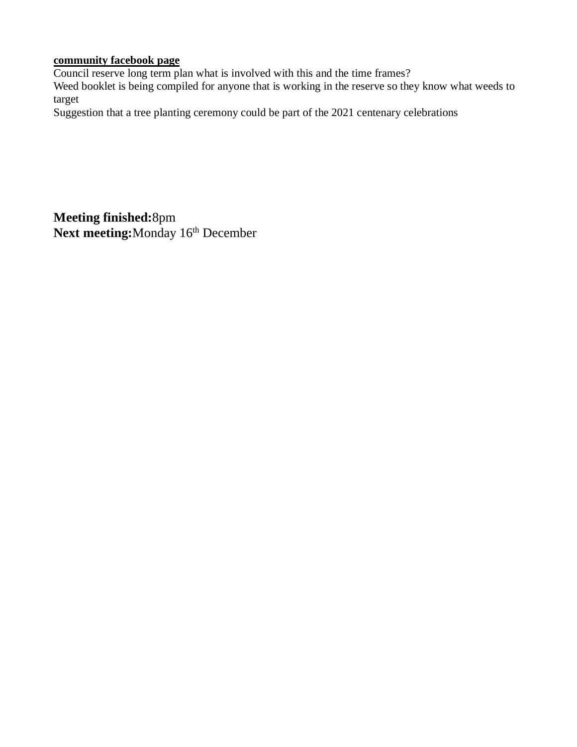**community facebook page**

Council reserve long term plan what is involved with this and the time frames?
Weed booklet is being compiled for anyone that is working in the reserve so they know what weeds to target
Suggestion that a tree planting ceremony could be part of the 2021 centenary celebrations

**Meeting finished:** 8pm
**Next meeting:** Monday 16th December